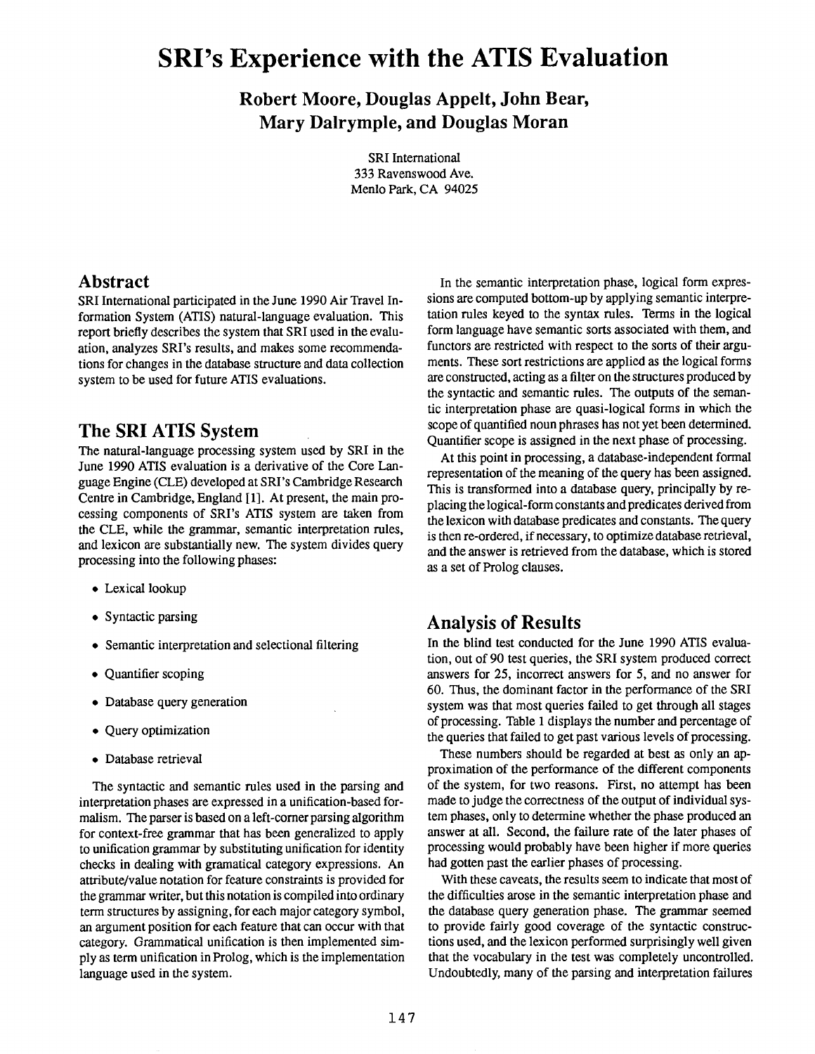# SRI's Experience with the ATIS Evaluation

**Robert Moore, Douglas Appelt, John Bear, Mary Dalrymple, and Douglas Moran**

SRI International
333 Ravenswood Ave.
Menlo Park, CA 94025

## Abstract

SRI International participated in the June 1990 Air Travel Information System (ATIS) natural-language evaluation. This report briefly describes the system that SRI used in the evaluation, analyzes SRI's results, and makes some recommendations for changes in the database structure and data collection system to be used for future ATIS evaluations.

## The SRI ATIS System

The natural-language processing system used by SRI in the June 1990 ATIS evaluation is a derivative of the Core Language Engine (CLE) developed at SRI's Cambridge Research Centre in Cambridge, England [1]. At present, the main processing components of SRI's ATIS system are taken from the CLE, while the grammar, semantic interpretation rules, and lexicon are substantially new. The system divides query processing into the following phases:

- Lexical lookup
- Syntactic parsing
- Semantic interpretation and selectional filtering
- Quantifier scoping
- Database query generation
- Query optimization
- Database retrieval

The syntactic and semantic rules used in the parsing and interpretation phases are expressed in a unification-based formalism. The parser is based on a left-corner parsing algorithm for context-free grammar that has been generalized to apply to unification grammar by substituting unification for identity checks in dealing with gramatical category expressions. An attribute/value notation for feature constraints is provided for the grammar writer, but this notation is compiled into ordinary term structures by assigning, for each major category symbol, an argument position for each feature that can occur with that category. Grammatical unification is then implemented simply as term unification in Prolog, which is the implementation language used in the system.

In the semantic interpretation phase, logical form expressions are computed bottom-up by applying semantic interpretation rules keyed to the syntax rules. Terms in the logical form language have semantic sorts associated with them, and functors are restricted with respect to the sorts of their arguments. These sort restrictions are applied as the logical forms are constructed, acting as a filter on the structures produced by the syntactic and semantic rules. The outputs of the semantic interpretation phase are quasi-logical forms in which the scope of quantified noun phrases has not yet been determined. Quantifier scope is assigned in the next phase of processing.

At this point in processing, a database-independent formal representation of the meaning of the query has been assigned. This is transformed into a database query, principally by replacing the logical-form constants and predicates derived from the lexicon with database predicates and constants. The query is then re-ordered, if necessary, to optimize database retrieval, and the answer is retrieved from the database, which is stored as a set of Prolog clauses.

## Analysis of Results

In the blind test conducted for the June 1990 ATIS evaluation, out of 90 test queries, the SRI system produced correct answers for 25, incorrect answers for 5, and no answer for 60. Thus, the dominant factor in the performance of the SRI system was that most queries failed to get through all stages of processing. Table 1 displays the number and percentage of the queries that failed to get past various levels of processing.

These numbers should be regarded at best as only an approximation of the performance of the different components of the system, for two reasons. First, no attempt has been made to judge the correctness of the output of individual system phases, only to determine whether the phase produced an answer at all. Second, the failure rate of the later phases of processing would probably have been higher if more queries had gotten past the earlier phases of processing.

With these caveats, the results seem to indicate that most of the difficulties arose in the semantic interpretation phase and the database query generation phase. The grammar seemed to provide fairly good coverage of the syntactic constructions used, and the lexicon performed surprisingly well given that the vocabulary in the test was completely uncontrolled. Undoubtedly, many of the parsing and interpretation failures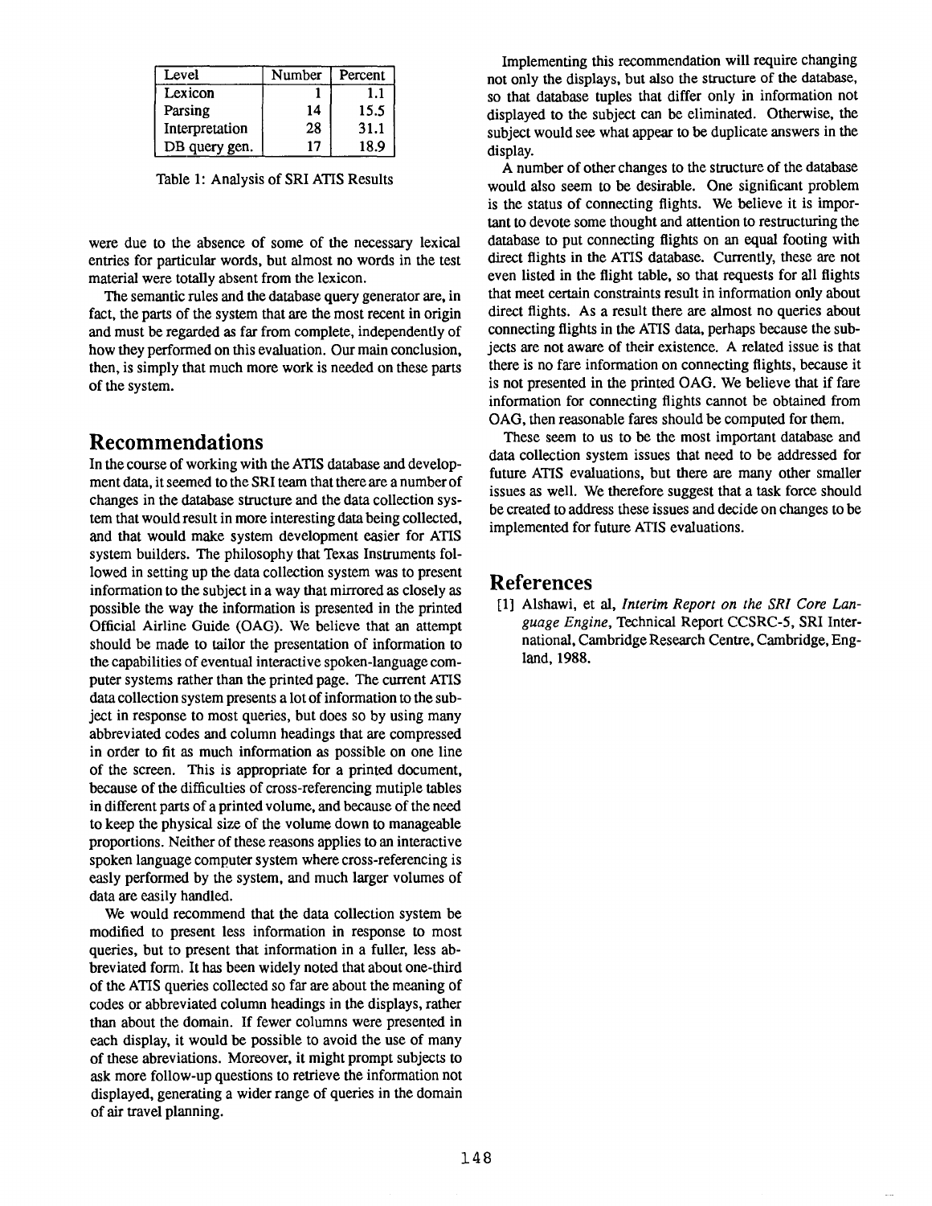| Level | Number | Percent |
|---|---|---|
| Lexicon | 1 | 1.1 |
| Parsing | 14 | 15.5 |
| Interpretation | 28 | 31.1 |
| DB query gen. | 17 | 18.9 |

Table 1: Analysis of SRI ATIS Results

were due to the absence of some of the necessary lexical entries for particular words, but almost no words in the test material were totally absent from the lexicon.

The semantic rules and the database query generator are, in fact, the parts of the system that are the most recent in origin and must be regarded as far from complete, independently of how they performed on this evaluation. Our main conclusion, then, is simply that much more work is needed on these parts of the system.

## Recommendations

In the course of working with the ATIS database and development data, it seemed to the SRI team that there are a number of changes in the database structure and the data collection system that would result in more interesting data being collected, and that would make system development easier for ATIS system builders. The philosophy that Texas Instruments followed in setting up the data collection system was to present information to the subject in a way that mirrored as closely as possible the way the information is presented in the printed Official Airline Guide (OAG). We believe that an attempt should be made to tailor the presentation of information to the capabilities of eventual interactive spoken-language computer systems rather than the printed page. The current ATIS data collection system presents a lot of information to the subject in response to most queries, but does so by using many abbreviated codes and column headings that are compressed in order to fit as much information as possible on one line of the screen. This is appropriate for a printed document, because of the difficulties of cross-referencing mutiple tables in different parts of a printed volume, and because of the need to keep the physical size of the volume down to manageable proportions. Neither of these reasons applies to an interactive spoken language computer system where cross-referencing is easily performed by the system, and much larger volumes of data are easily handled.

We would recommend that the data collection system be modified to present less information in response to most queries, but to present that information in a fuller, less abbreviated form. It has been widely noted that about one-third of the ATIS queries collected so far are about the meaning of codes or abbreviated column headings in the displays, rather than about the domain. If fewer columns were presented in each display, it would be possible to avoid the use of many of these abreviations. Moreover, it might prompt subjects to ask more follow-up questions to retrieve the information not displayed, generating a wider range of queries in the domain of air travel planning.

Implementing this recommendation will require changing not only the displays, but also the structure of the database, so that database tuples that differ only in information not displayed to the subject can be eliminated. Otherwise, the subject would see what appear to be duplicate answers in the display.

A number of other changes to the structure of the database would also seem to be desirable. One significant problem is the status of connecting flights. We believe it is important to devote some thought and attention to restructuring the database to put connecting flights on an equal footing with direct flights in the ATIS database. Currently, these are not even listed in the flight table, so that requests for all flights that meet certain constraints result in information only about direct flights. As a result there are almost no queries about connecting flights in the ATIS data, perhaps because the subjects are not aware of their existence. A related issue is that there is no fare information on connecting flights, because it is not presented in the printed OAG. We believe that if fare information for connecting flights cannot be obtained from OAG, then reasonable fares should be computed for them.

These seem to us to be the most important database and data collection system issues that need to be addressed for future ATIS evaluations, but there are many other smaller issues as well. We therefore suggest that a task force should be created to address these issues and decide on changes to be implemented for future ATIS evaluations.

## References

[1] Alshawi, et al, *Interim Report on the SRI Core Language Engine*, Technical Report CCSRC-5, SRI International, Cambridge Research Centre, Cambridge, England, 1988.